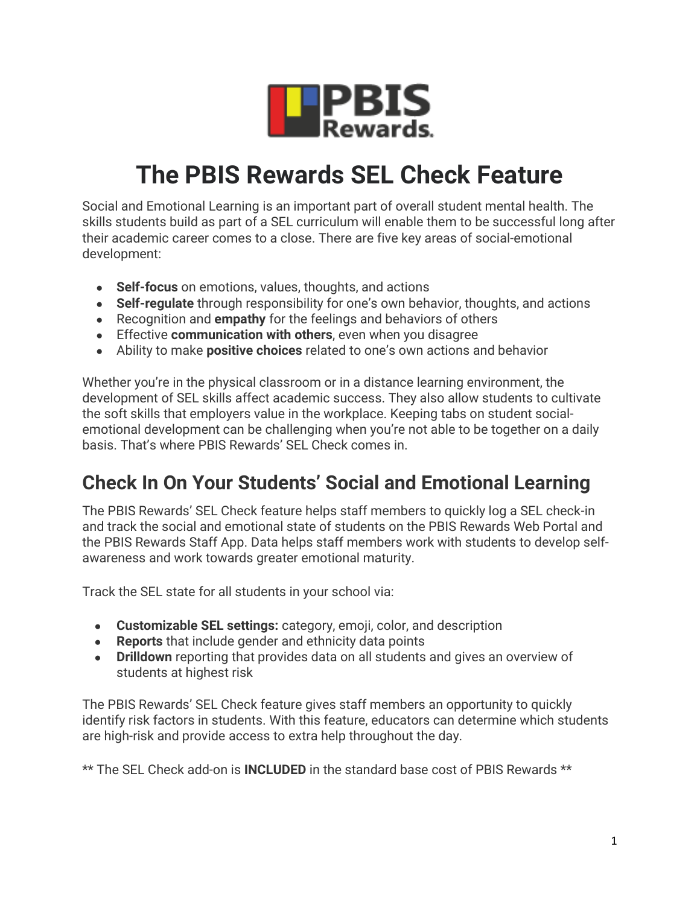# The PBIS Rewards SEL Check Feature

Social and Emotional Learning is an important part of overall student mental health. The skills students build as part of a SEL curriculum will enable them to be successful long after their academic career comes to a close. There are five key areas of social-emotional development:

- **Self-focus** on emotions, values, thoughts, and actions
- **Self-regulate** through responsibility for one's own behavior, thoughts, and actions
- Recognition and **empathy** for the feelings and behaviors of others
- Effective **communication with others**, even when you disagree
- Ability to make **positive choices** related to one's own actions and behavior

Whether you're in the physical classroom or in a distance learning environment, the development of SEL skills affect academic success. They also allow students to cultivate the soft skills that employers value in the workplace. Keeping tabs on student social-emotional development can be challenging when you're not able to be together on a daily basis. That's where PBIS Rewards' SEL Check comes in.

## Check In On Your Students' Social and Emotional Learning

The PBIS Rewards' SEL Check feature helps staff members to quickly log a SEL check-in and track the social and emotional state of students on the PBIS Rewards Web Portal and the PBIS Rewards Staff App. Data helps staff members work with students to develop self-awareness and work towards greater emotional maturity.

Track the SEL state for all students in your school via:

- **Customizable SEL settings:** category, emoji, color, and description
- **Reports** that include gender and ethnicity data points
- **Drilldown** reporting that provides data on all students and gives an overview of students at highest risk

The PBIS Rewards' SEL Check feature gives staff members an opportunity to quickly identify risk factors in students. With this feature, educators can determine which students are high-risk and provide access to extra help throughout the day.

** The SEL Check add-on is **INCLUDED** in the standard base cost of PBIS Rewards **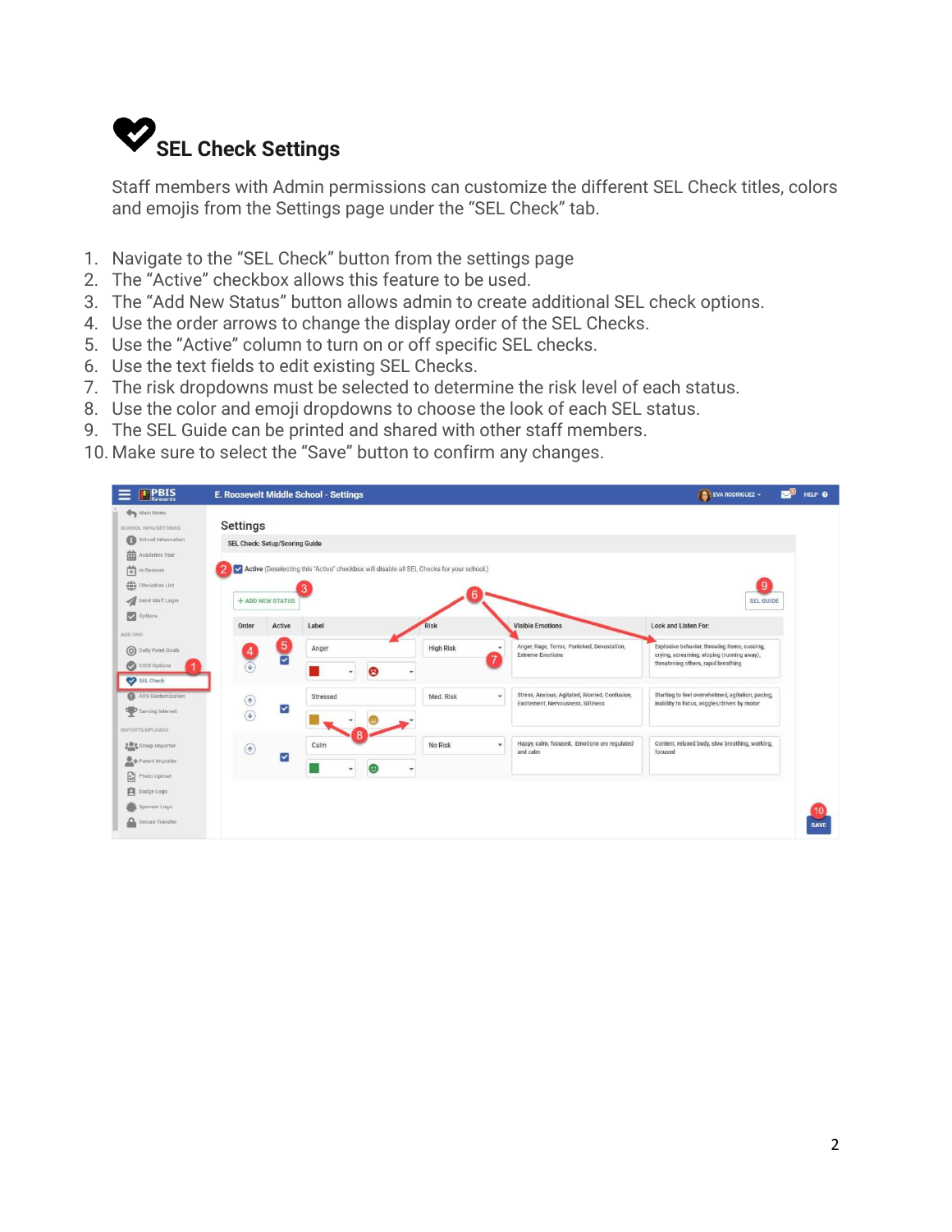# SEL Check Settings

Staff members with Admin permissions can customize the different SEL Check titles, colors and emojis from the Settings page under the “SEL Check” tab.

1. Navigate to the “SEL Check” button from the settings page
2. The “Active” checkbox allows this feature to be used.
3. The “Add New Status” button allows admin to create additional SEL check options.
4. Use the order arrows to change the display order of the SEL Checks.
5. Use the “Active” column to turn on or off specific SEL checks.
6. Use the text fields to edit existing SEL Checks.
7. The risk dropdowns must be selected to determine the risk level of each status.
8. Use the color and emoji dropdowns to choose the look of each SEL status.
9. The SEL Guide can be printed and shared with other staff members.
10. Make sure to select the “Save” button to confirm any changes.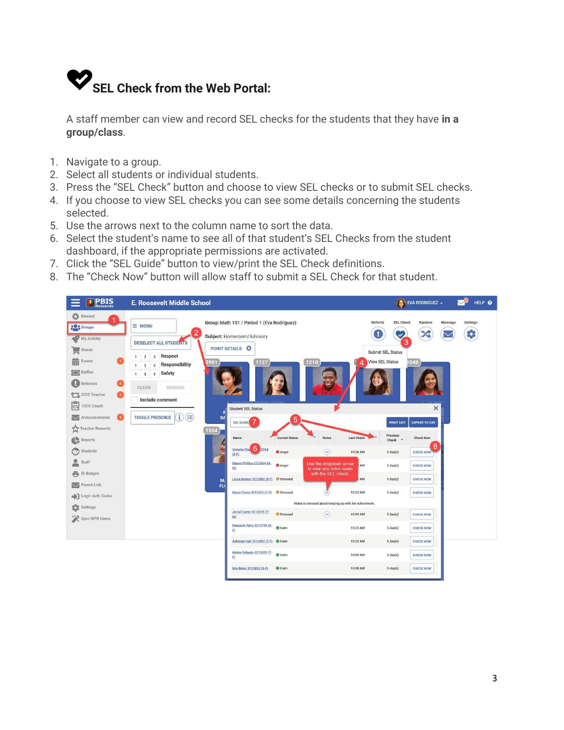## SEL Check from the Web Portal:

A staff member can view and record SEL checks for the students that they have **in a group/class**.

1. Navigate to a group.
2. Select all students or individual students.
3. Press the "SEL Check" button and choose to view SEL checks or to submit SEL checks.
4. If you choose to view SEL checks you can see some details concerning the students selected.
5. Use the arrows next to the column name to sort the data.
6. Select the student's name to see all of that student's SEL Checks from the student dashboard, if the appropriate permissions are activated.
7. Click the "SEL Guide" button to view/print the SEL Check definitions.
8. The "Check Now" button will allow staff to submit a SEL Check for that student.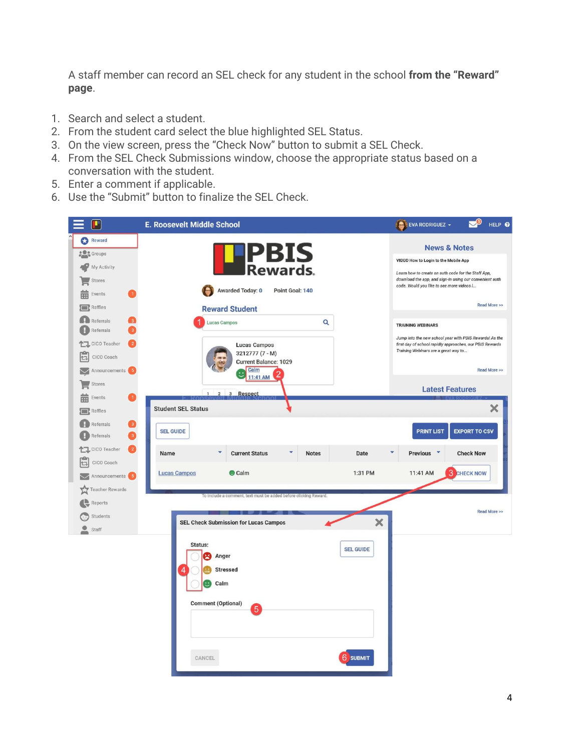A staff member can record an SEL check for any student in the school **from the "Reward" page**.

1. Search and select a student.
2. From the student card select the blue highlighted SEL Status.
3. On the view screen, press the "Check Now" button to submit a SEL Check.
4. From the SEL Check Submissions window, choose the appropriate status based on a conversation with the student.
5. Enter a comment if applicable.
6. Use the "Submit" button to finalize the SEL Check.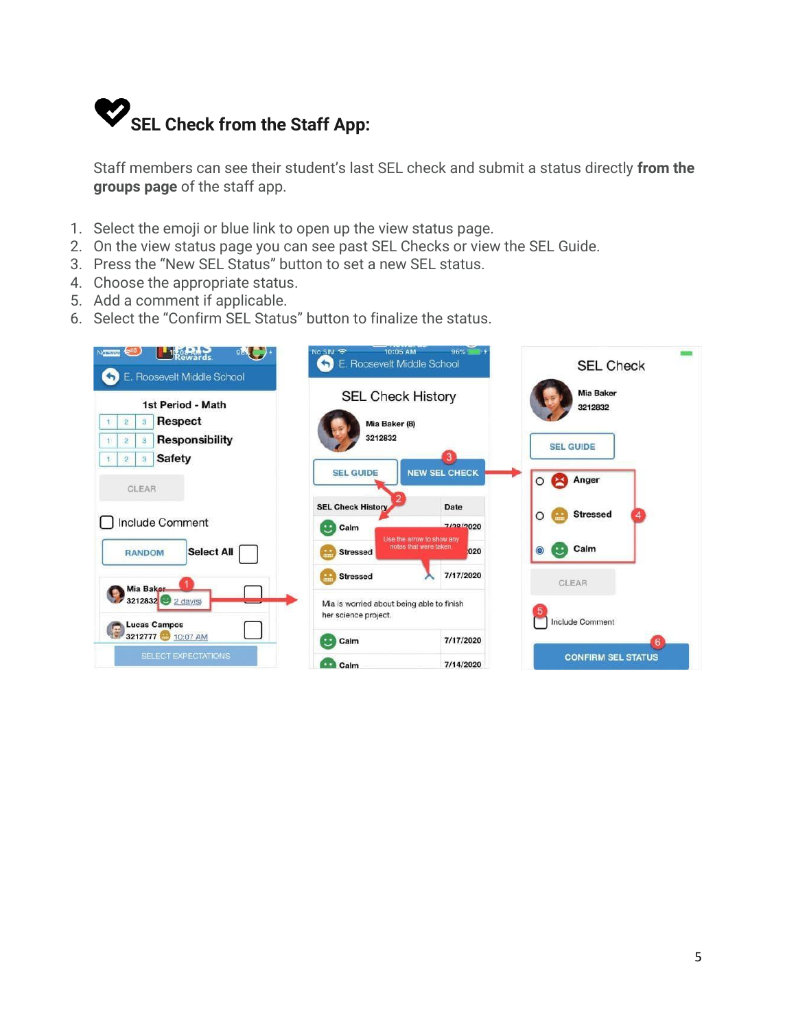## SEL Check from the Staff App:

Staff members can see their student's last SEL check and submit a status directly **from the groups page** of the staff app.

1. Select the emoji or blue link to open up the view status page.
2. On the view status page you can see past SEL Checks or view the SEL Guide.
3. Press the "New SEL Status" button to set a new SEL status.
4. Choose the appropriate status.
5. Add a comment if applicable.
6. Select the "Confirm SEL Status" button to finalize the status.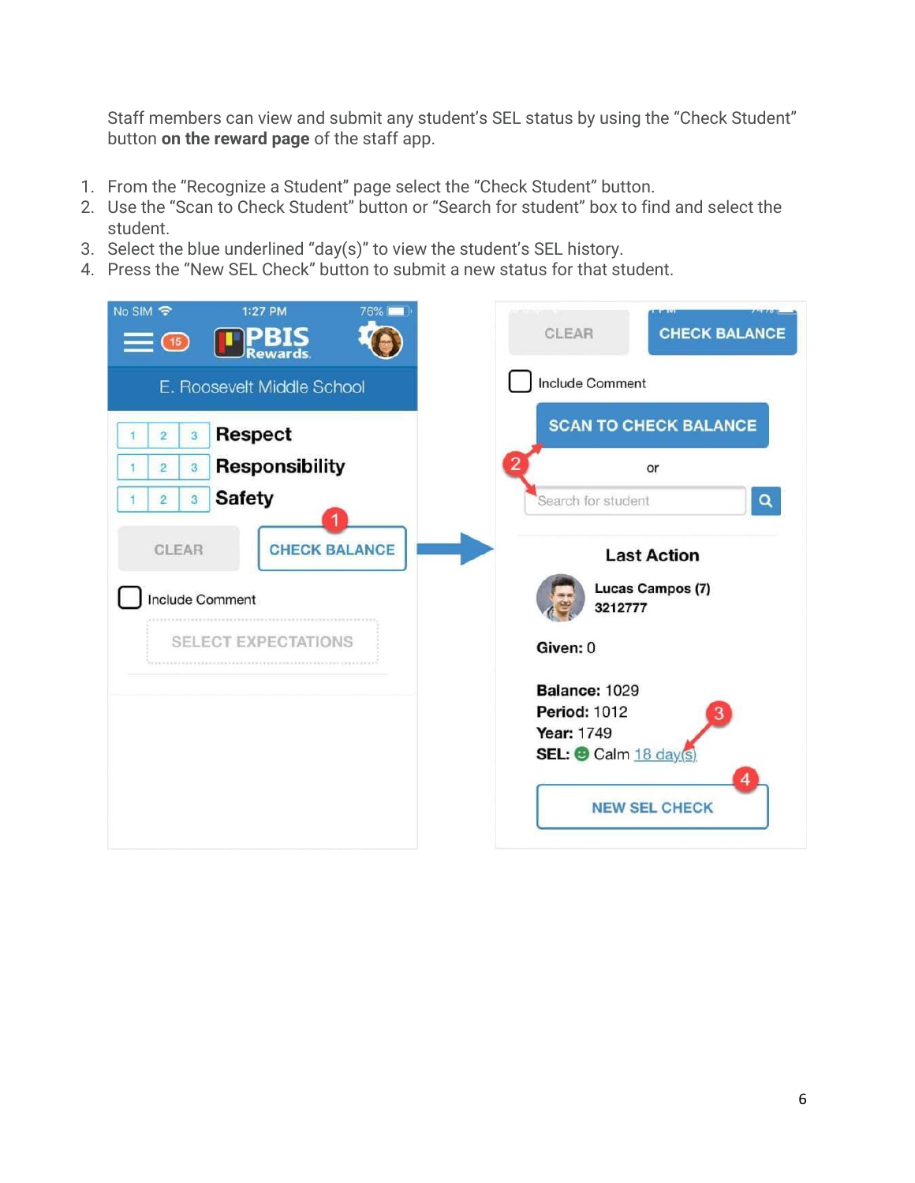Staff members can view and submit any student's SEL status by using the "Check Student" button **on the reward page** of the staff app.

1. From the "Recognize a Student" page select the "Check Student" button.
2. Use the "Scan to Check Student" button or "Search for student" box to find and select the student.
3. Select the blue underlined "day(s)" to view the student's SEL history.
4. Press the "New SEL Check" button to submit a new status for that student.